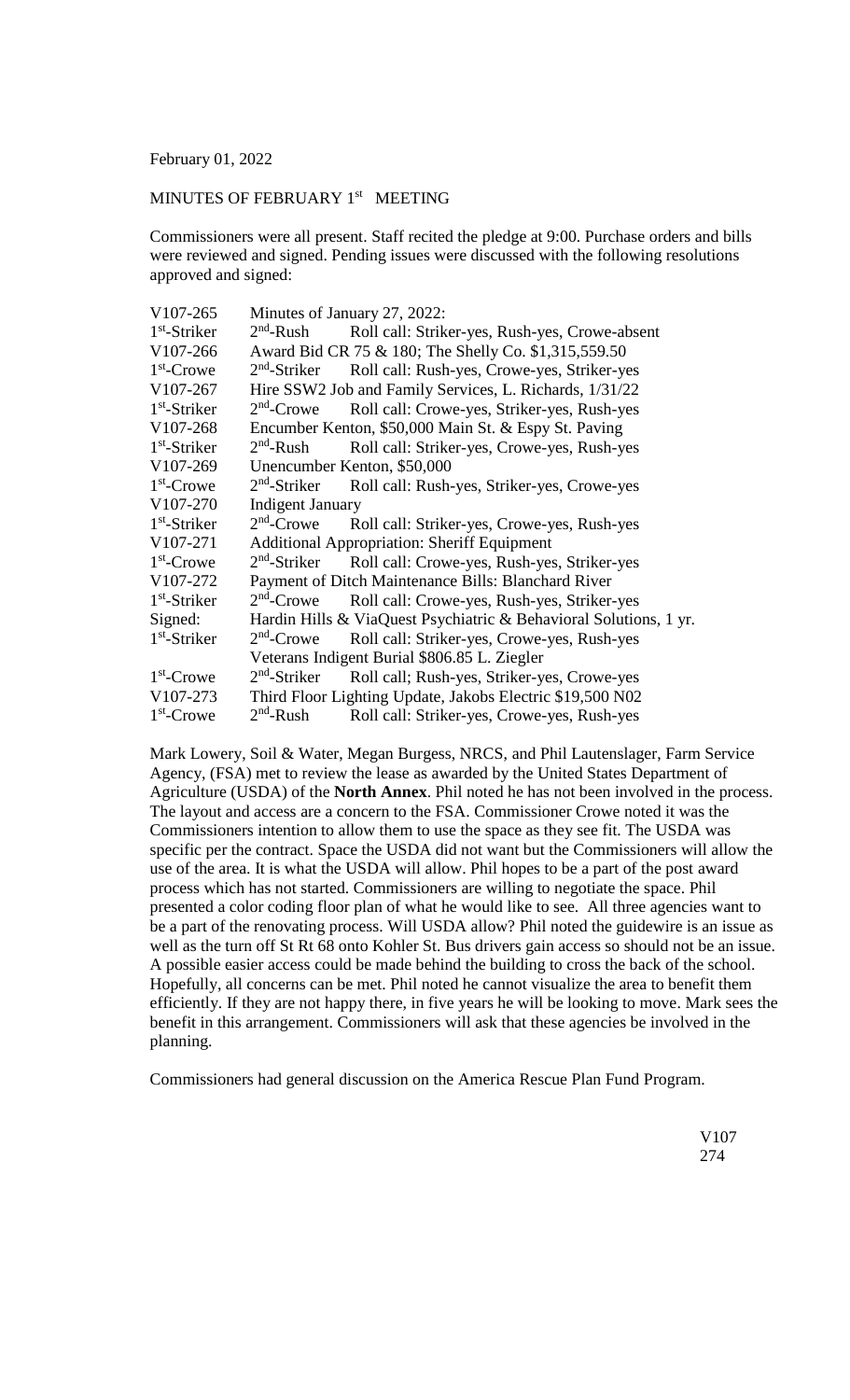February 01, 2022

MINUTES OF FEBRUARY 1st MEETING

Commissioners were all present. Staff recited the pledge at 9:00. Purchase orders and bills were reviewed and signed. Pending issues were discussed with the following resolutions approved and signed:

| | | |
|---|---|---|
| V107-265 | Minutes of January 27, 2022: | |
| 1st-Striker | 2nd-Rush | Roll call: Striker-yes, Rush-yes, Crowe-absent |
| V107-266 | Award Bid CR 75 & 180; The Shelly Co. $1,315,559.50 | |
| 1st-Crowe | 2nd-Striker | Roll call: Rush-yes, Crowe-yes, Striker-yes |
| V107-267 | Hire SSW2 Job and Family Services, L. Richards, 1/31/22 | |
| 1st-Striker | 2nd-Crowe | Roll call: Crowe-yes, Striker-yes, Rush-yes |
| V107-268 | Encumber Kenton, $50,000 Main St. & Espy St. Paving | |
| 1st-Striker | 2nd-Rush | Roll call: Striker-yes, Crowe-yes, Rush-yes |
| V107-269 | Unencumber Kenton, $50,000 | |
| 1st-Crowe | 2nd-Striker | Roll call: Rush-yes, Striker-yes, Crowe-yes |
| V107-270 | Indigent January | |
| 1st-Striker | 2nd-Crowe | Roll call: Striker-yes, Crowe-yes, Rush-yes |
| V107-271 | Additional Appropriation: Sheriff Equipment | |
| 1st-Crowe | 2nd-Striker | Roll call: Crowe-yes, Rush-yes, Striker-yes |
| V107-272 | Payment of Ditch Maintenance Bills: Blanchard River | |
| 1st-Striker | 2nd-Crowe | Roll call: Crowe-yes, Rush-yes, Striker-yes |
| Signed: | Hardin Hills & ViaQuest Psychiatric & Behavioral Solutions, 1 yr. | |
| 1st-Striker | 2nd-Crowe | Roll call: Striker-yes, Crowe-yes, Rush-yes |
| | Veterans Indigent Burial $806.85 L. Ziegler | |
| 1st-Crowe | 2nd-Striker | Roll call; Rush-yes, Striker-yes, Crowe-yes |
| V107-273 | Third Floor Lighting Update, Jakobs Electric $19,500 N02 | |
| 1st-Crowe | 2nd-Rush | Roll call: Striker-yes, Crowe-yes, Rush-yes |

Mark Lowery, Soil & Water, Megan Burgess, NRCS, and Phil Lautenslager, Farm Service Agency, (FSA) met to review the lease as awarded by the United States Department of Agriculture (USDA) of the **North Annex**. Phil noted he has not been involved in the process. The layout and access are a concern to the FSA. Commissioner Crowe noted it was the Commissioners intention to allow them to use the space as they see fit. The USDA was specific per the contract. Space the USDA did not want but the Commissioners will allow the use of the area. It is what the USDA will allow. Phil hopes to be a part of the post award process which has not started. Commissioners are willing to negotiate the space. Phil presented a color coding floor plan of what he would like to see. All three agencies want to be a part of the renovating process. Will USDA allow? Phil noted the guidewire is an issue as well as the turn off St Rt 68 onto Kohler St. Bus drivers gain access so should not be an issue. A possible easier access could be made behind the building to cross the back of the school. Hopefully, all concerns can be met. Phil noted he cannot visualize the area to benefit them efficiently. If they are not happy there, in five years he will be looking to move. Mark sees the benefit in this arrangement. Commissioners will ask that these agencies be involved in the planning.

Commissioners had general discussion on the America Rescue Plan Fund Program.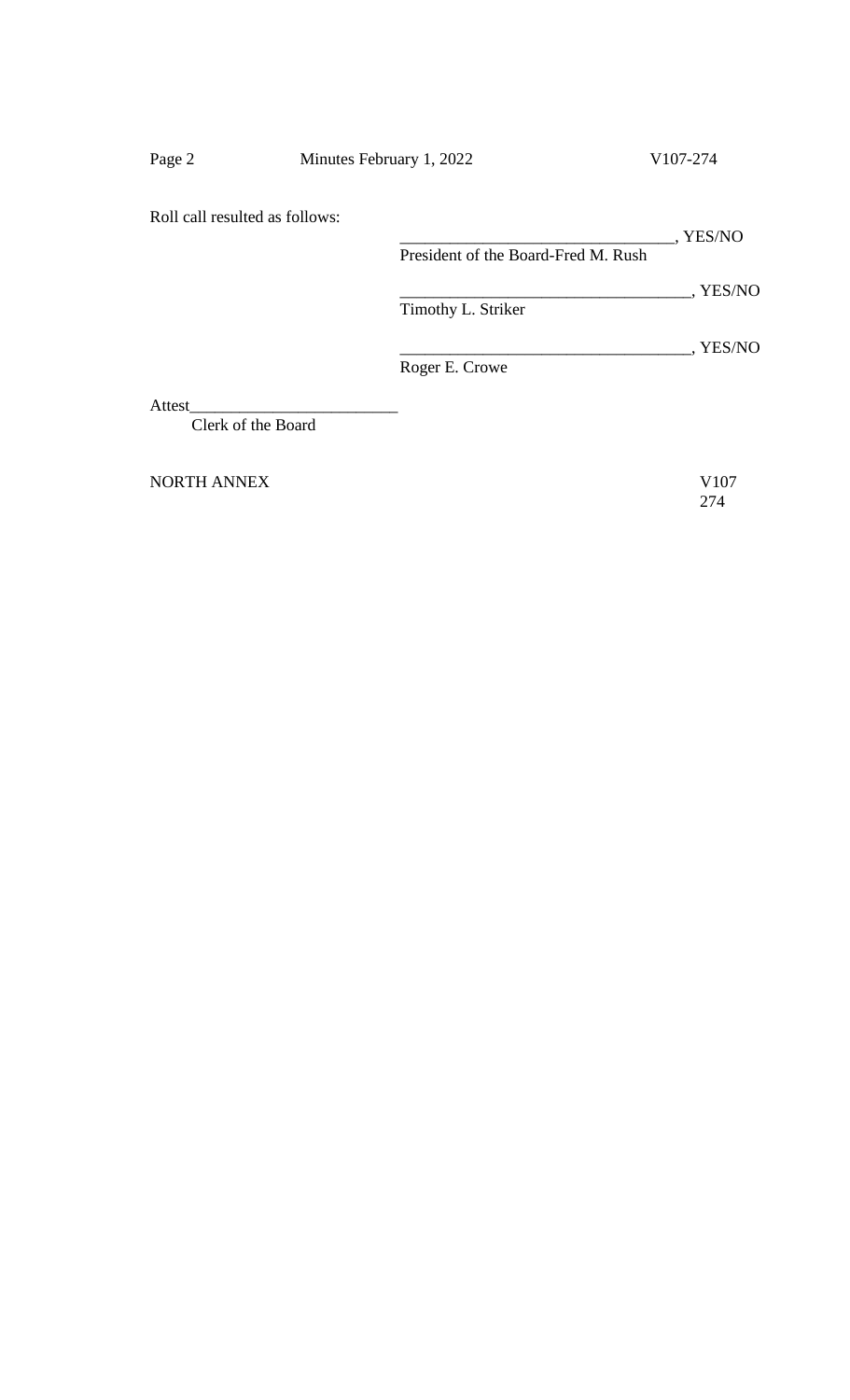Roll call resulted as follows:

_________________________________, YES/NO
President of the Board-Fred M. Rush

__________________________________, YES/NO
Timothy L. Striker

__________________________________, YES/NO
Roger E. Crowe

Attest_________________________
Clerk of the Board

NORTH ANNEX

V107
274